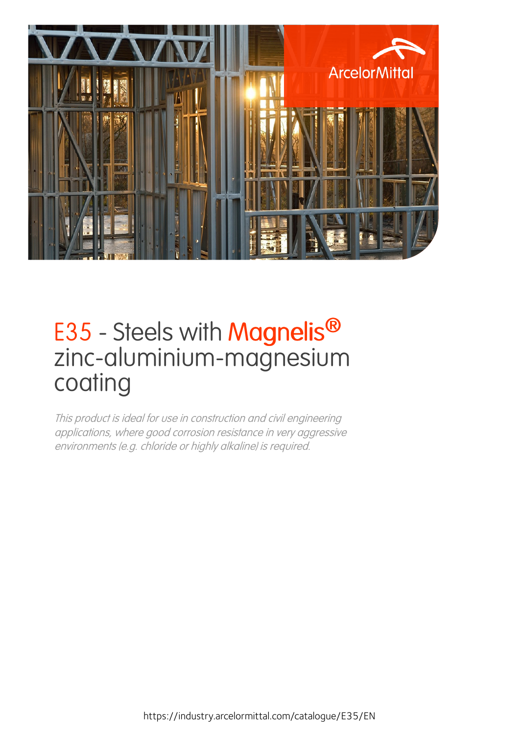ArcelorMittal

# E35 - Steels with Magnelis® zinc-aluminium-magnesium coating

*This product is ideal for use in construction and civil engineering applications, where good corrosion resistance in very aggressive environments (e.g. chloride or highly alkaline) is required.*

https://industry.arcelormittal.com/catalogue/E35/EN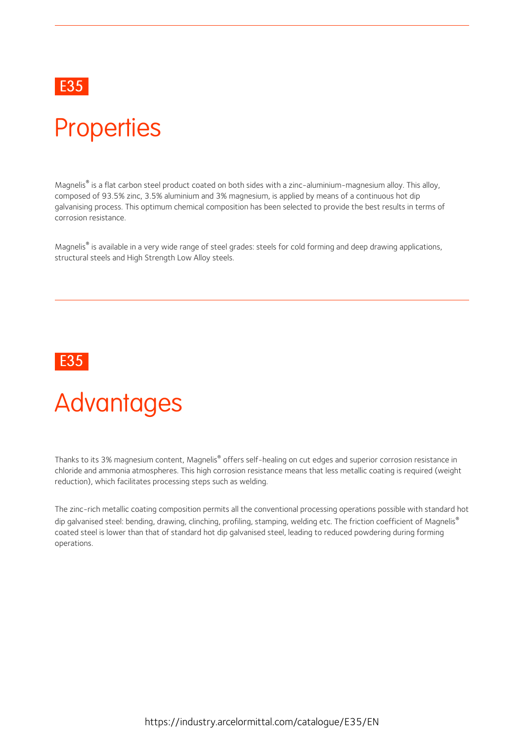E35

# Properties

Magnelis® is a flat carbon steel product coated on both sides with a zinc-aluminium-magnesium alloy. This alloy, composed of 93.5% zinc, 3.5% aluminium and 3% magnesium, is applied by means of a continuous hot dip galvanising process. This optimum chemical composition has been selected to provide the best results in terms of corrosion resistance.

Magnelis® is available in a very wide range of steel grades: steels for cold forming and deep drawing applications, structural steels and High Strength Low Alloy steels.

E35

# Advantages

Thanks to its 3% magnesium content, Magnelis® offers self-healing on cut edges and superior corrosion resistance in chloride and ammonia atmospheres. This high corrosion resistance means that less metallic coating is required (weight reduction), which facilitates processing steps such as welding.

The zinc-rich metallic coating composition permits all the conventional processing operations possible with standard hot dip galvanised steel: bending, drawing, clinching, profiling, stamping, welding etc. The friction coefficient of Magnelis® coated steel is lower than that of standard hot dip galvanised steel, leading to reduced powdering during forming operations.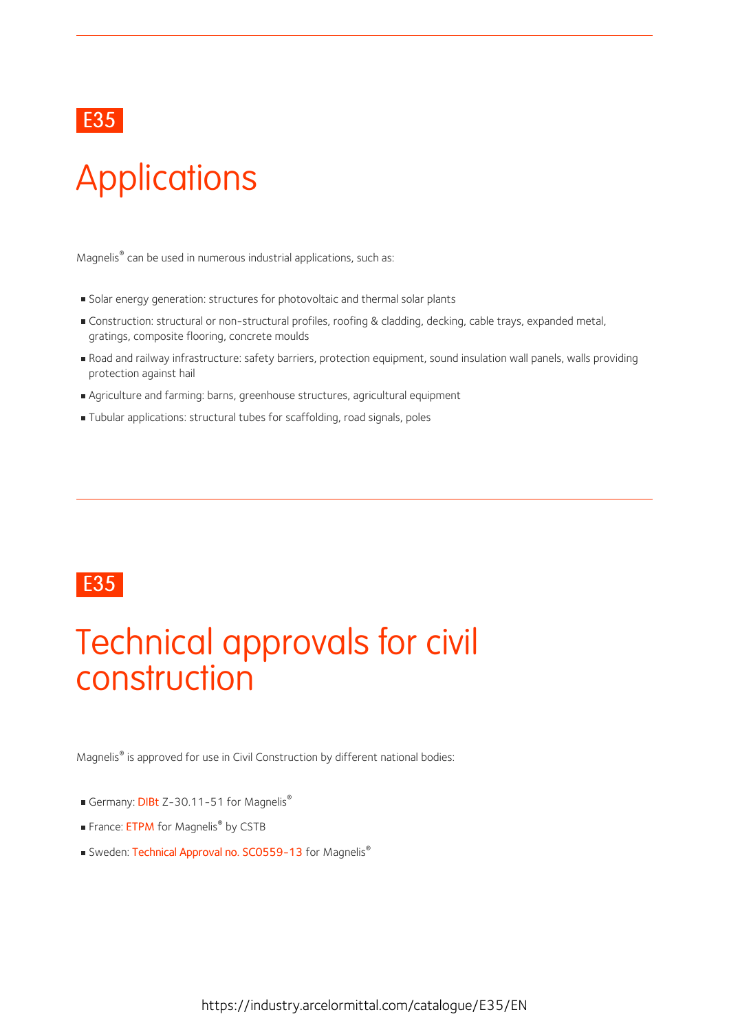E35

# Applications

Magnelis® can be used in numerous industrial applications, such as:

- Solar energy generation: structures for photovoltaic and thermal solar plants
- Construction: structural or non-structural profiles, roofing & cladding, decking, cable trays, expanded metal, gratings, composite flooring, concrete moulds
- Road and railway infrastructure: safety barriers, protection equipment, sound insulation wall panels, walls providing protection against hail
- Agriculture and farming: barns, greenhouse structures, agricultural equipment
- Tubular applications: structural tubes for scaffolding, road signals, poles

E35

# Technical approvals for civil construction

Magnelis® is approved for use in Civil Construction by different national bodies:

- Germany: DIBt Z-30.11-51 for Magnelis®
- France: ETPM for Magnelis® by CSTB
- Sweden: Technical Approval no. SC0559-13 for Magnelis®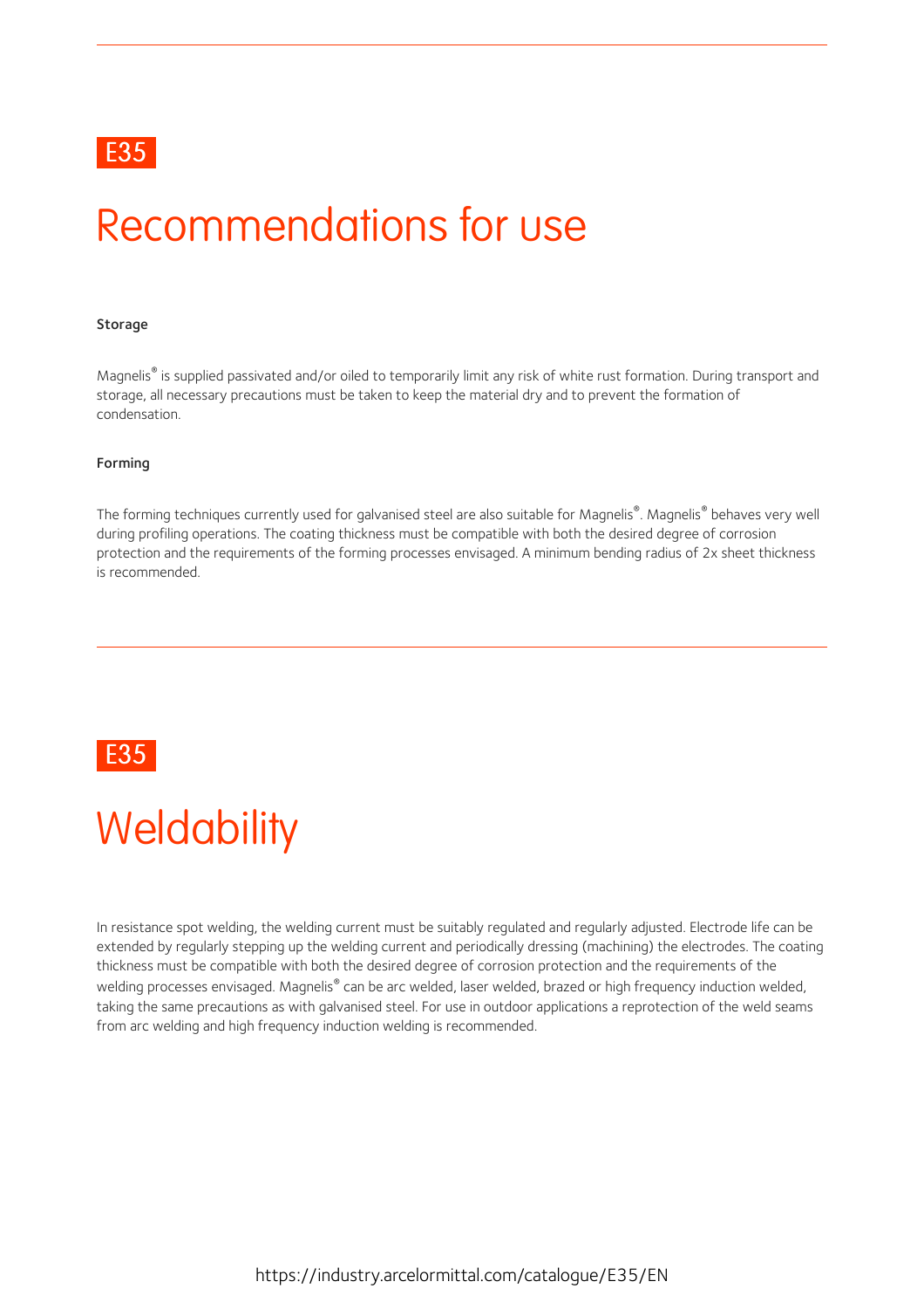E35

# Recommendations for use

### Storage

Magnelis® is supplied passivated and/or oiled to temporarily limit any risk of white rust formation. During transport and storage, all necessary precautions must be taken to keep the material dry and to prevent the formation of condensation.

### Forming

The forming techniques currently used for galvanised steel are also suitable for Magnelis®. Magnelis® behaves very well during profiling operations. The coating thickness must be compatible with both the desired degree of corrosion protection and the requirements of the forming processes envisaged. A minimum bending radius of 2x sheet thickness is recommended.

E35

# Weldability

In resistance spot welding, the welding current must be suitably regulated and regularly adjusted. Electrode life can be extended by regularly stepping up the welding current and periodically dressing (machining) the electrodes. The coating thickness must be compatible with both the desired degree of corrosion protection and the requirements of the welding processes envisaged. Magnelis® can be arc welded, laser welded, brazed or high frequency induction welded, taking the same precautions as with galvanised steel. For use in outdoor applications a reprotection of the weld seams from arc welding and high frequency induction welding is recommended.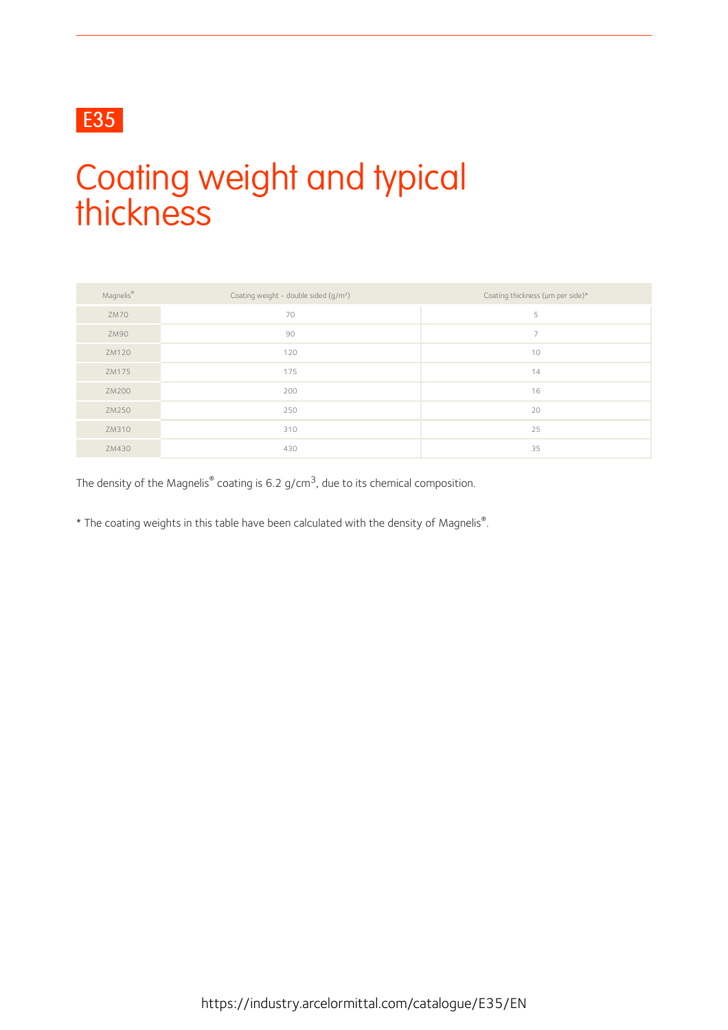E35

# Coating weight and typical thickness

| Magnelis® | Coating weight - double sided (g/m²) | Coating thickness (µm per side)* |
| --- | --- | --- |
| ZM70 | 70 | 5 |
| ZM90 | 90 | 7 |
| ZM120 | 120 | 10 |
| ZM175 | 175 | 14 |
| ZM200 | 200 | 16 |
| ZM250 | 250 | 20 |
| ZM310 | 310 | 25 |
| ZM430 | 430 | 35 |

The density of the Magnelis® coating is 6.2 g/cm³, due to its chemical composition.

* The coating weights in this table have been calculated with the density of Magnelis®.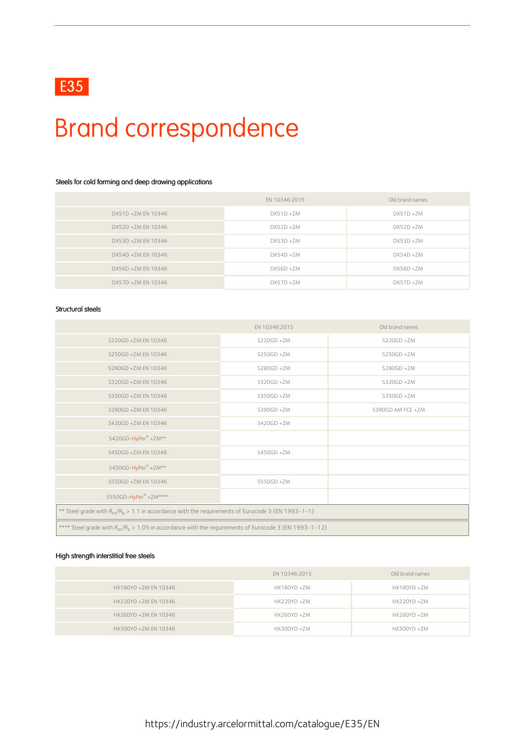E35

# Brand correspondence

### Steels for cold forming and deep drawing applications

| | EN 10346:2015 | Old brand names |
|---|---|---|
| DX51D +ZM EN 10346 | DX51D +ZM | DX51D +ZM |
| DX52D +ZM EN 10346 | DX52D +ZM | DX52D +ZM |
| DX53D +ZM EN 10346 | DX53D +ZM | DX53D +ZM |
| DX54D +ZM EN 10346 | DX54D +ZM | DX54D +ZM |
| DX56D +ZM EN 10346 | DX56D +ZM | DX56D +ZM |
| DX57D +ZM EN 10346 | DX57D +ZM | DX57D +ZM |

### Structural steels

| | EN 10346:2015 | Old brand names |
|---|---|---|
| S220GD +ZM EN 10346 | S220GD +ZM | S220GD +ZM |
| S250GD +ZM EN 10346 | S250GD +ZM | S250GD +ZM |
| S280GD +ZM EN 10346 | S280GD +ZM | S280GD +ZM |
| S320GD +ZM EN 10346 | S320GD +ZM | S320GD +ZM |
| S350GD +ZM EN 10346 | S350GD +ZM | S350GD +ZM |
| S390GD +ZM EN 10346 | S390GD +ZM | S390GD AM FCE +ZM |
| S420GD +ZM EN 10346 | S420GD +ZM | |
| S420GD-HyPer® +ZM** | | |
| S450GD +ZM EN 10346 | S450GD +ZM | |
| S450GD-HyPer® +ZM** | | |
| S550GD +ZM EN 10346 | S550GD +ZM | |
| S550GD-HyPer® +ZM**** | | |

** Steel grade with $R_m/R_e$ > 1.1 in accordance with the requirements of Eurocode 3 (EN 1993-1-1)

**** Steel grade with $R_m/R_e$ > 1.05 in accordance with the requirements of Eurocode 3 (EN 1993-1-12)

### High strength interstitial free steels

| | EN 10346:2015 | Old brand names |
|---|---|---|
| HX180YD +ZM EN 10346 | HX180YD +ZM | HX180YD +ZM |
| HX220YD +ZM EN 10346 | HX220YD +ZM | HX220YD +ZM |
| HX260YD +ZM EN 10346 | HX260YD +ZM | HX260YD +ZM |
| HX300YD +ZM EN 10346 | HX300YD +ZM | HX300YD +ZM |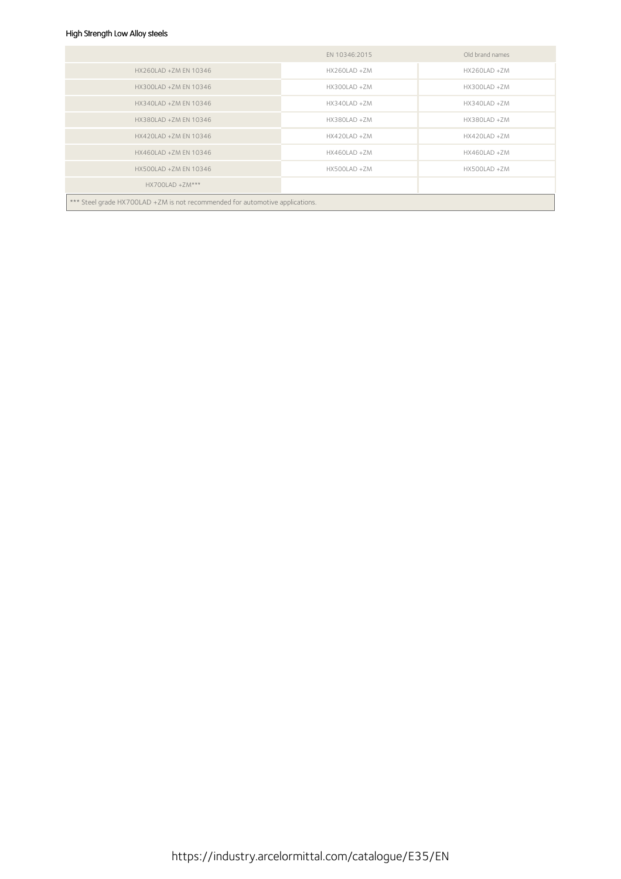High Strength Low Alloy steels

| | EN 10346:2015 | Old brand names |
|---|---|---|
| HX260LAD +ZM EN 10346 | HX260LAD +ZM | HX260LAD +ZM |
| HX300LAD +ZM EN 10346 | HX300LAD +ZM | HX300LAD +ZM |
| HX340LAD +ZM EN 10346 | HX340LAD +ZM | HX340LAD +ZM |
| HX380LAD +ZM EN 10346 | HX380LAD +ZM | HX380LAD +ZM |
| HX420LAD +ZM EN 10346 | HX420LAD +ZM | HX420LAD +ZM |
| HX460LAD +ZM EN 10346 | HX460LAD +ZM | HX460LAD +ZM |
| HX500LAD +ZM EN 10346 | HX500LAD +ZM | HX500LAD +ZM |
| HX700LAD +ZM*** | | |

*** Steel grade HX700LAD +ZM is not recommended for automotive applications.

https://industry.arcelormittal.com/catalogue/E35/EN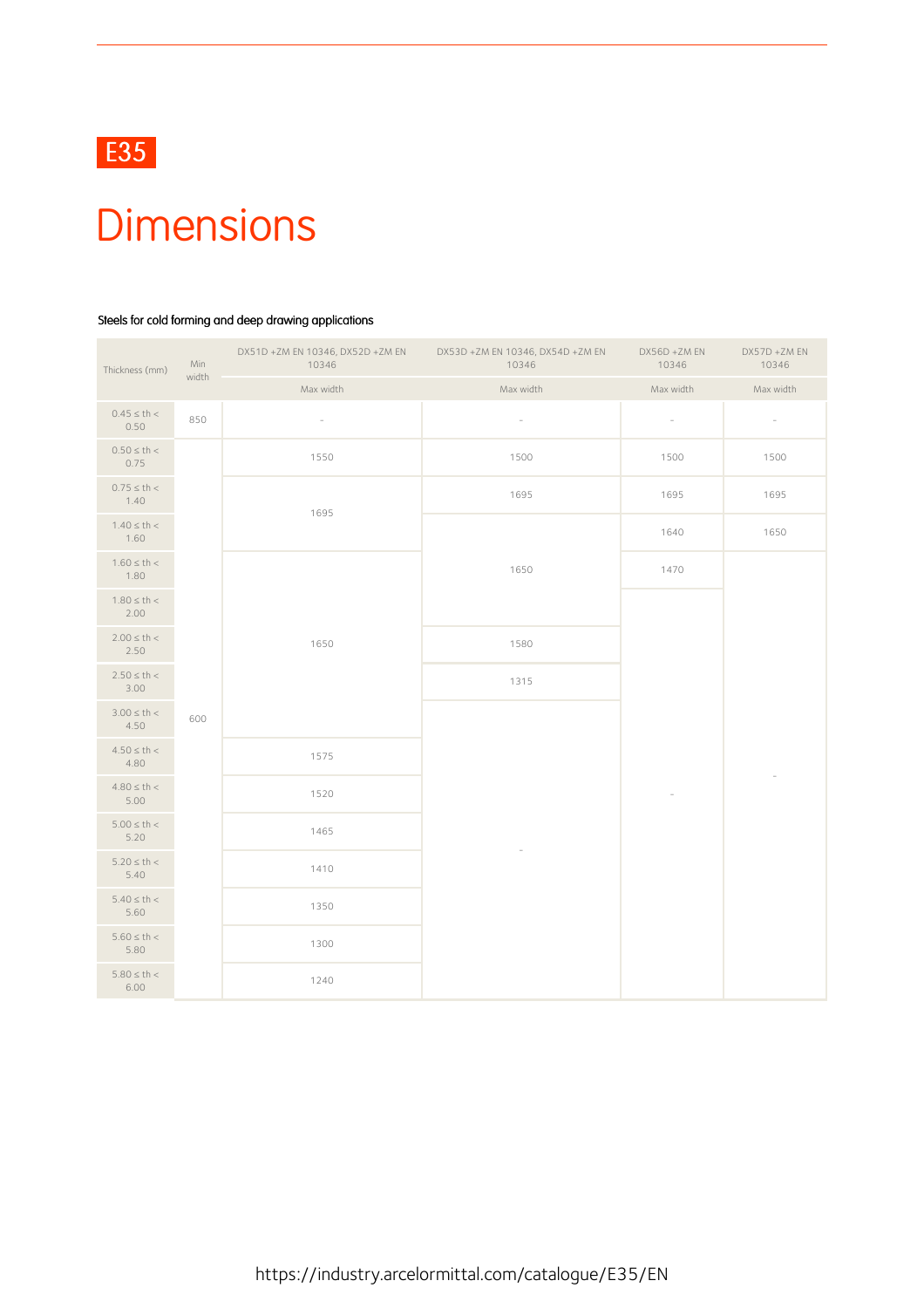E35

# Dimensions

Steels for cold forming and deep drawing applications

| Thickness (mm) | Min width | DX51D +ZM EN 10346, DX52D +ZM EN 10346 | DX53D +ZM EN 10346, DX54D +ZM EN 10346 | DX56D +ZM EN 10346 | DX57D +ZM EN 10346 |
|---|---|---|---|---|---|
| | | Max width | Max width | Max width | Max width |
| 0.45 ≤ th < 0.50 | 850 | - | - | - | - |
| 0.50 ≤ th < 0.75 | 600 | 1550 | 1500 | 1500 | 1500 |
| 0.75 ≤ th < 1.40 | 600 | 1695 | 1695 | 1695 | 1695 |
| 1.40 ≤ th < 1.60 | 600 | 1695 | 1650 | 1640 | 1650 |
| 1.60 ≤ th < 1.80 | 600 | 1650 | 1650 | 1470 | - |
| 1.80 ≤ th < 2.00 | 600 | 1650 | 1650 | - | - |
| 2.00 ≤ th < 2.50 | 600 | 1650 | 1580 | - | - |
| 2.50 ≤ th < 3.00 | 600 | 1650 | 1315 | - | - |
| 3.00 ≤ th < 4.50 | 600 | 1650 | - | - | - |
| 4.50 ≤ th < 4.80 | 600 | 1575 | - | - | - |
| 4.80 ≤ th < 5.00 | 600 | 1520 | - | - | - |
| 5.00 ≤ th < 5.20 | 600 | 1465 | - | - | - |
| 5.20 ≤ th < 5.40 | 600 | 1410 | - | - | - |
| 5.40 ≤ th < 5.60 | 600 | 1350 | - | - | - |
| 5.60 ≤ th < 5.80 | 600 | 1300 | - | - | - |
| 5.80 ≤ th < 6.00 | 600 | 1240 | - | - | - |

https://industry.arcelormittal.com/catalogue/E35/EN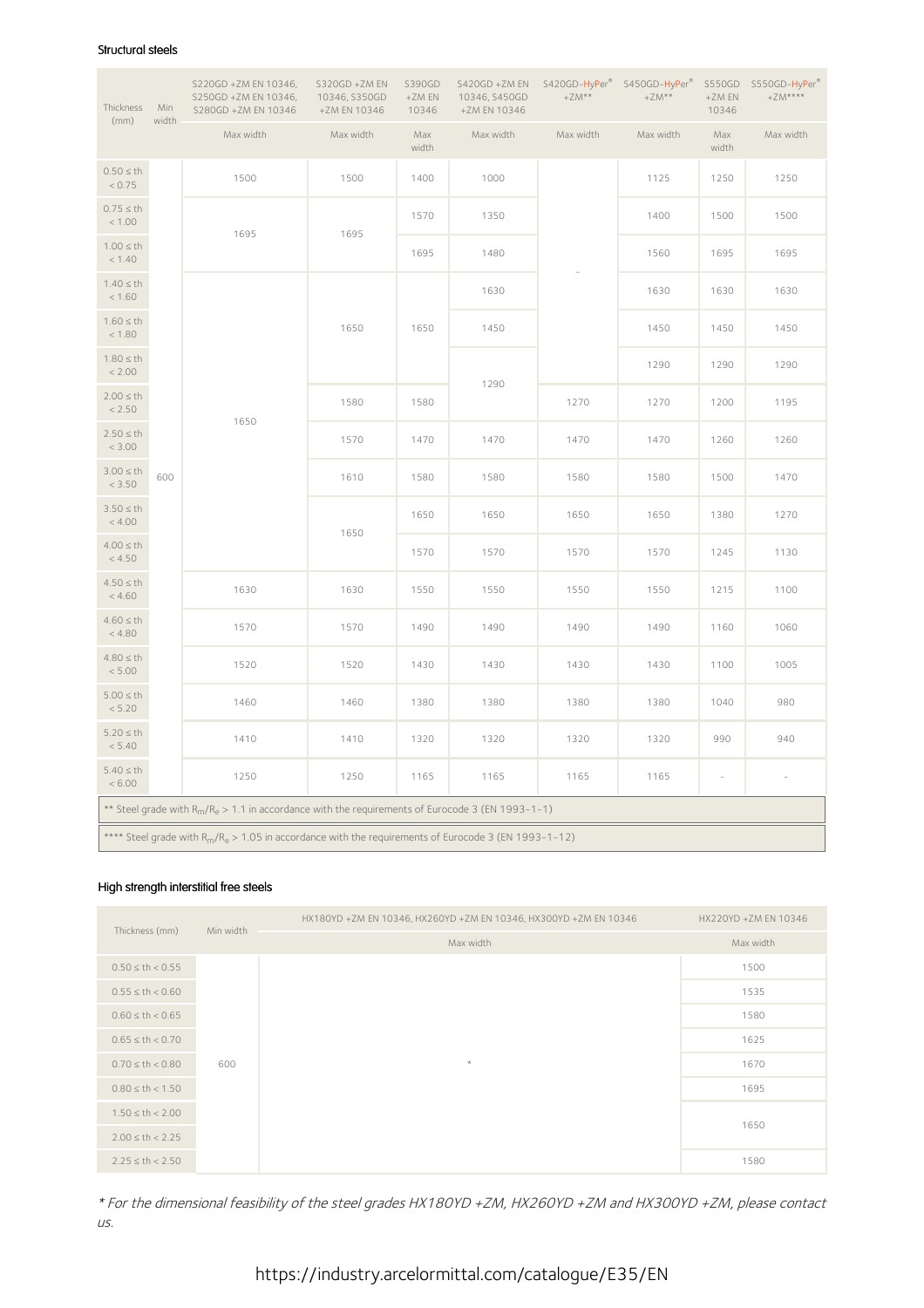#### Structural steels

| Thickness (mm) | Min width | S220GD +ZM EN 10346, S250GD +ZM EN 10346, S280GD +ZM EN 10346 | S320GD +ZM EN 10346, S350GD +ZM EN 10346 | S390GD +ZM EN 10346 | S420GD +ZM EN 10346, S450GD +ZM EN 10346 | S420GD-HyPer® +ZM** | S450GD-HyPer® +ZM** | S550GD +ZM EN 10346 | S550GD-HyPer® +ZM**** |
|---|---|---|---|---|---|---|---|---|---|
| | | Max width | Max width | Max width | Max width | Max width | Max width | Max width | Max width |
| 0.50 ≤ th < 0.75 | 600 | 1500 | 1500 | 1400 | 1000 | - | 1125 | 1250 | 1250 |
| 0.75 ≤ th < 1.00 | | 1695 | 1695 | 1570 | 1350 | | 1400 | 1500 | 1500 |
| 1.00 ≤ th < 1.40 | | | | 1695 | 1480 | | 1560 | 1695 | 1695 |
| 1.40 ≤ th < 1.60 | | 1650 | 1650 | 1650 | 1630 | | 1630 | 1630 | 1630 |
| 1.60 ≤ th < 1.80 | | | | | 1450 | | 1450 | 1450 | 1450 |
| 1.80 ≤ th < 2.00 | | | | | 1290 | | 1290 | 1290 | 1290 |
| 2.00 ≤ th < 2.50 | | | 1580 | 1580 | | 1270 | 1270 | 1200 | 1195 |
| 2.50 ≤ th < 3.00 | | | 1570 | 1470 | 1470 | 1470 | 1470 | 1260 | 1260 |
| 3.00 ≤ th < 3.50 | | | 1610 | 1580 | 1580 | 1580 | 1580 | 1500 | 1470 |
| 3.50 ≤ th < 4.00 | | | 1650 | 1650 | 1650 | 1650 | 1650 | 1380 | 1270 |
| 4.00 ≤ th < 4.50 | | | | 1570 | 1570 | 1570 | 1570 | 1245 | 1130 |
| 4.50 ≤ th < 4.60 | | 1630 | 1630 | 1550 | 1550 | 1550 | 1550 | 1215 | 1100 |
| 4.60 ≤ th < 4.80 | | 1570 | 1570 | 1490 | 1490 | 1490 | 1490 | 1160 | 1060 |
| 4.80 ≤ th < 5.00 | | 1520 | 1520 | 1430 | 1430 | 1430 | 1430 | 1100 | 1005 |
| 5.00 ≤ th < 5.20 | | 1460 | 1460 | 1380 | 1380 | 1380 | 1380 | 1040 | 980 |
| 5.20 ≤ th < 5.40 | | 1410 | 1410 | 1320 | 1320 | 1320 | 1320 | 990 | 940 |
| 5.40 ≤ th < 6.00 | | 1250 | 1250 | 1165 | 1165 | 1165 | 1165 | - | - |

** Steel grade with $R_m/R_e$ > 1.1 in accordance with the requirements of Eurocode 3 (EN 1993-1-1)

**** Steel grade with $R_m/R_e$ > 1.05 in accordance with the requirements of Eurocode 3 (EN 1993-1-12)

#### High strength interstitial free steels

| Thickness (mm) | Min width | HX180YD +ZM EN 10346, HX260YD +ZM EN 10346, HX300YD +ZM EN 10346 | HX220YD +ZM EN 10346 |
|---|---|---|---|
| | | Max width | Max width |
| 0.50 ≤ th < 0.55 | 600 | * | 1500 |
| 0.55 ≤ th < 0.60 | | | 1535 |
| 0.60 ≤ th < 0.65 | | | 1580 |
| 0.65 ≤ th < 0.70 | | | 1625 |
| 0.70 ≤ th < 0.80 | | | 1670 |
| 0.80 ≤ th < 1.50 | | | 1695 |
| 1.50 ≤ th < 2.00 | | | 1650 |
| 2.00 ≤ th < 2.25 | | | |
| 2.25 ≤ th < 2.50 | | | 1580 |

*\* For the dimensional feasibility of the steel grades HX180YD +ZM, HX260YD +ZM and HX300YD +ZM, please contact us.*

https://industry.arcelormittal.com/catalogue/E35/EN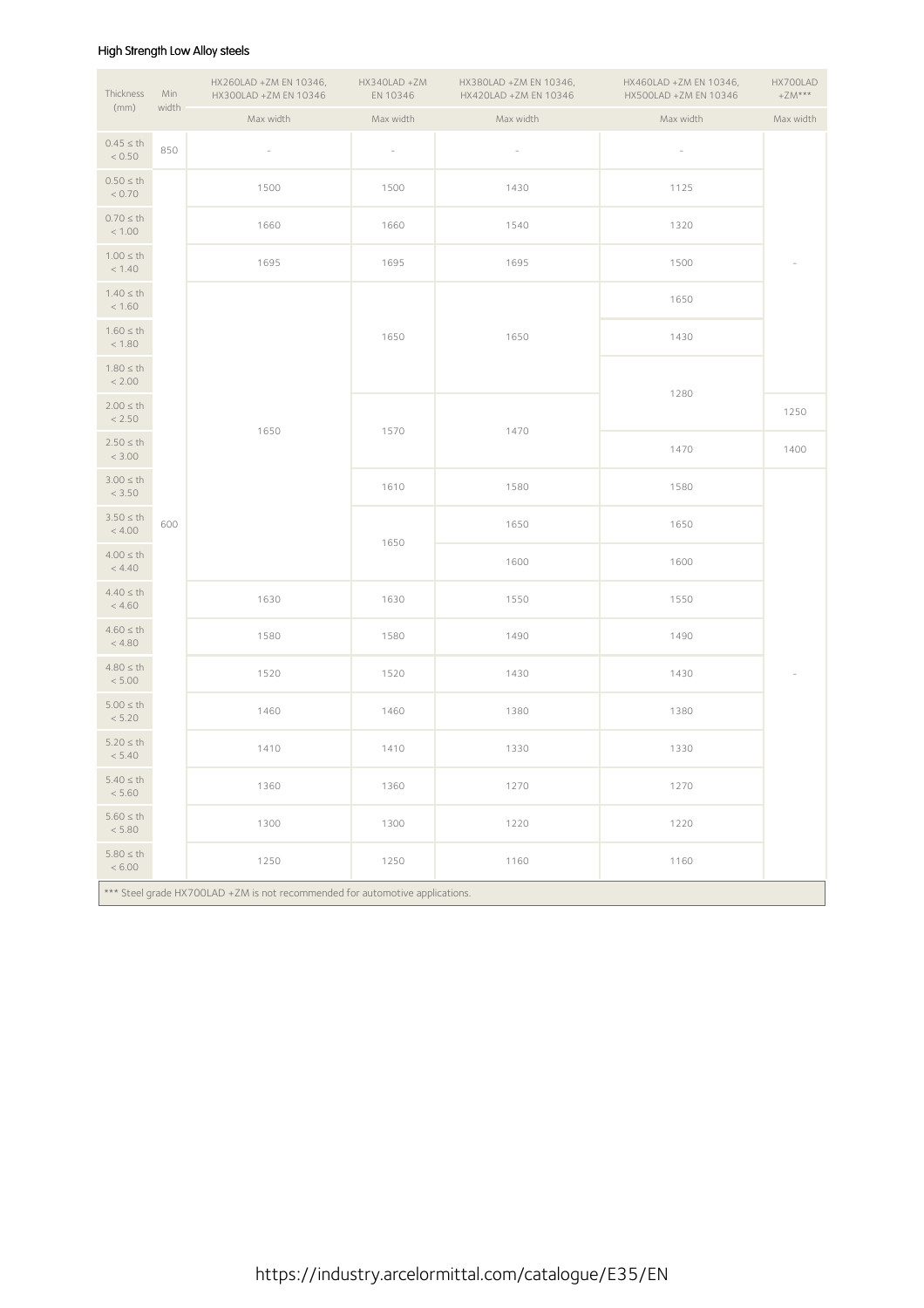#### High Strength Low Alloy steels

| Thickness (mm) | Min width | HX260LAD +ZM EN 10346, HX300LAD +ZM EN 10346 | HX340LAD +ZM EN 10346 | HX380LAD +ZM EN 10346, HX420LAD +ZM EN 10346 | HX460LAD +ZM EN 10346, HX500LAD +ZM EN 10346 | HX700LAD +ZM*** |
|---|---|---|---|---|---|---|
| | | Max width | Max width | Max width | Max width | Max width |
| 0.45 ≤ th < 0.50 | 850 | - | - | - | - | - |
| 0.50 ≤ th < 0.70 | 600 | 1500 | 1500 | 1430 | 1125 | - |
| 0.70 ≤ th < 1.00 | 600 | 1660 | 1660 | 1540 | 1320 | - |
| 1.00 ≤ th < 1.40 | 600 | 1695 | 1695 | 1695 | 1500 | - |
| 1.40 ≤ th < 1.60 | 600 | 1650 | 1650 | 1650 | 1650 | - |
| 1.60 ≤ th < 1.80 | 600 | 1650 | 1650 | 1650 | 1430 | - |
| 1.80 ≤ th < 2.00 | 600 | 1650 | 1650 | 1650 | 1280 | - |
| 2.00 ≤ th < 2.50 | 600 | 1650 | 1570 | 1470 | 1280 | 1250 |
| 2.50 ≤ th < 3.00 | 600 | 1650 | 1570 | 1470 | 1470 | 1400 |
| 3.00 ≤ th < 3.50 | 600 | 1650 | 1610 | 1580 | 1580 | - |
| 3.50 ≤ th < 4.00 | 600 | 1650 | 1650 | 1650 | 1650 | - |
| 4.00 ≤ th < 4.40 | 600 | 1650 | 1650 | 1600 | 1600 | - |
| 4.40 ≤ th < 4.60 | 600 | 1630 | 1630 | 1550 | 1550 | - |
| 4.60 ≤ th < 4.80 | 600 | 1580 | 1580 | 1490 | 1490 | - |
| 4.80 ≤ th < 5.00 | 600 | 1520 | 1520 | 1430 | 1430 | - |
| 5.00 ≤ th < 5.20 | 600 | 1460 | 1460 | 1380 | 1380 | - |
| 5.20 ≤ th < 5.40 | 600 | 1410 | 1410 | 1330 | 1330 | - |
| 5.40 ≤ th < 5.60 | 600 | 1360 | 1360 | 1270 | 1270 | - |
| 5.60 ≤ th < 5.80 | 600 | 1300 | 1300 | 1220 | 1220 | - |
| 5.80 ≤ th < 6.00 | 600 | 1250 | 1250 | 1160 | 1160 | - |

*** Steel grade HX700LAD +ZM is not recommended for automotive applications.

https://industry.arcelormittal.com/catalogue/E35/EN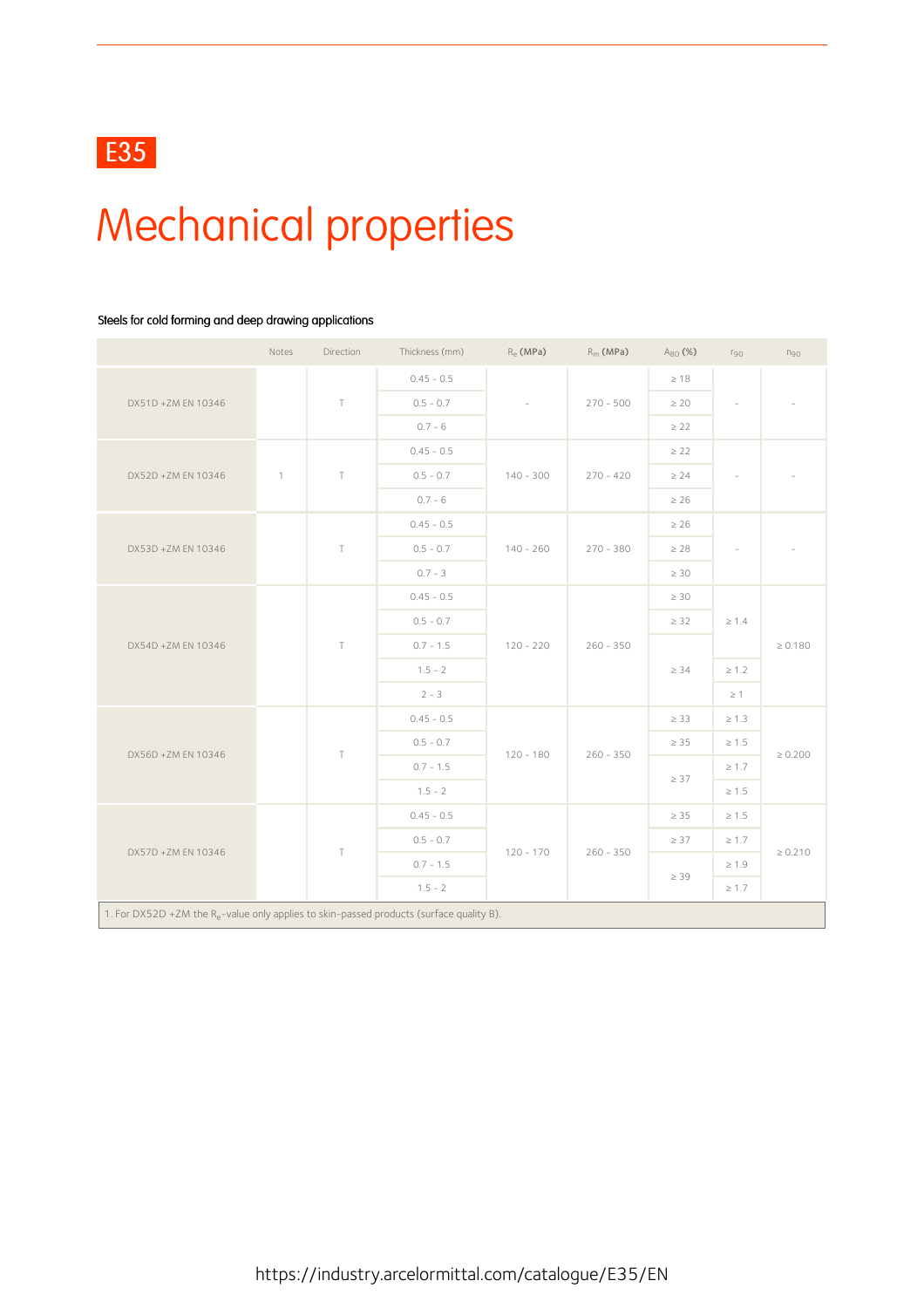E35

# Mechanical properties

Steels for cold forming and deep drawing applications

| | Notes | Direction | Thickness (mm) | $R_e$ (MPa) | $R_m$ (MPa) | $A_{80}$ (%) | $r_{90}$ | $n_{90}$ |
|---|---|---|---|---|---|---|---|---|
| DX51D +ZM EN 10346 | | T | 0.45 - 0.5 | - | 270 - 500 | ≥ 18 | - | - |
| | | | 0.5 - 0.7 | | | ≥ 20 | | |
| | | | 0.7 - 6 | | | ≥ 22 | | |
| DX52D +ZM EN 10346 | 1 | T | 0.45 - 0.5 | 140 - 300 | 270 - 420 | ≥ 22 | - | - |
| | | | 0.5 - 0.7 | | | ≥ 24 | | |
| | | | 0.7 - 6 | | | ≥ 26 | | |
| DX53D +ZM EN 10346 | | T | 0.45 - 0.5 | 140 - 260 | 270 - 380 | ≥ 26 | - | - |
| | | | 0.5 - 0.7 | | | ≥ 28 | | |
| | | | 0.7 - 3 | | | ≥ 30 | | |
| DX54D +ZM EN 10346 | | T | 0.45 - 0.5 | 120 - 220 | 260 - 350 | ≥ 30 | ≥ 1.4 | ≥ 0.180 |
| | | | 0.5 - 0.7 | | | ≥ 32 | | |
| | | | 0.7 - 1.5 | | | ≥ 34 | | |
| | | | 1.5 - 2 | | | | ≥ 1.2 | |
| | | | 2 - 3 | | | | ≥ 1 | |
| DX56D +ZM EN 10346 | | T | 0.45 - 0.5 | 120 - 180 | 260 - 350 | ≥ 33 | ≥ 1.3 | ≥ 0.200 |
| | | | 0.5 - 0.7 | | | ≥ 35 | ≥ 1.5 | |
| | | | 0.7 - 1.5 | | | ≥ 37 | ≥ 1.7 | |
| | | | 1.5 - 2 | | | | ≥ 1.5 | |
| DX57D +ZM EN 10346 | | T | 0.45 - 0.5 | 120 - 170 | 260 - 350 | ≥ 35 | ≥ 1.5 | ≥ 0.210 |
| | | | 0.5 - 0.7 | | | ≥ 37 | ≥ 1.7 | |
| | | | 0.7 - 1.5 | | | ≥ 39 | ≥ 1.9 | |
| | | | 1.5 - 2 | | | | ≥ 1.7 | |

1. For DX52D +ZM the $R_e$-value only applies to skin-passed products (surface quality B).

https://industry.arcelormittal.com/catalogue/E35/EN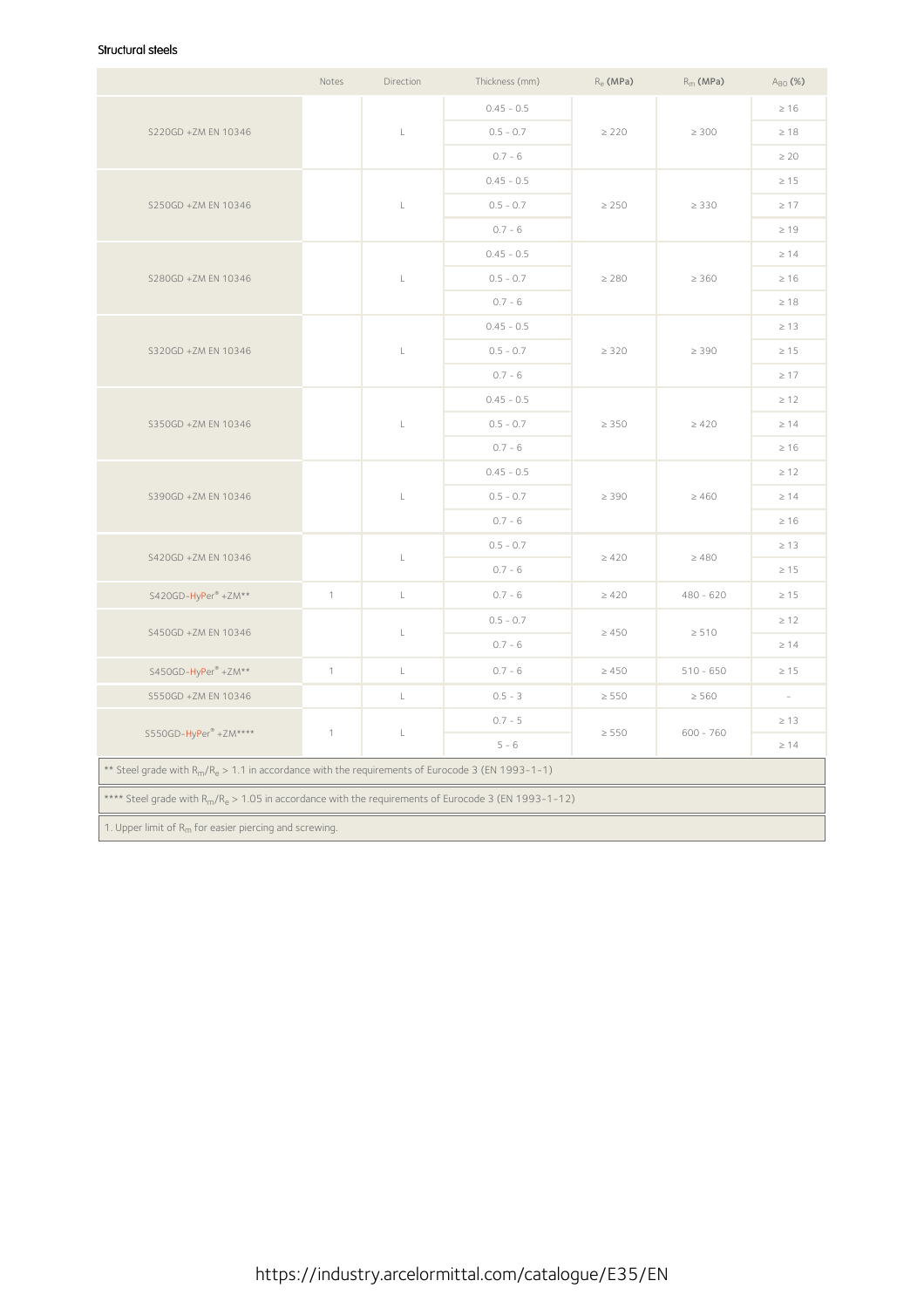#### Structural steels

| | Notes | Direction | Thickness (mm) | $R_e$ (MPa) | $R_m$ (MPa) | $A_{80}$ (%) |
|---|---|---|---|---|---|---|
| S220GD +ZM EN 10346 | | L | 0.45 - 0.5 | ≥ 220 | ≥ 300 | ≥ 16 |
| | | | 0.5 - 0.7 | | | ≥ 18 |
| | | | 0.7 - 6 | | | ≥ 20 |
| S250GD +ZM EN 10346 | | L | 0.45 - 0.5 | ≥ 250 | ≥ 330 | ≥ 15 |
| | | | 0.5 - 0.7 | | | ≥ 17 |
| | | | 0.7 - 6 | | | ≥ 19 |
| S280GD +ZM EN 10346 | | L | 0.45 - 0.5 | ≥ 280 | ≥ 360 | ≥ 14 |
| | | | 0.5 - 0.7 | | | ≥ 16 |
| | | | 0.7 - 6 | | | ≥ 18 |
| S320GD +ZM EN 10346 | | L | 0.45 - 0.5 | ≥ 320 | ≥ 390 | ≥ 13 |
| | | | 0.5 - 0.7 | | | ≥ 15 |
| | | | 0.7 - 6 | | | ≥ 17 |
| S350GD +ZM EN 10346 | | L | 0.45 - 0.5 | ≥ 350 | ≥ 420 | ≥ 12 |
| | | | 0.5 - 0.7 | | | ≥ 14 |
| | | | 0.7 - 6 | | | ≥ 16 |
| S390GD +ZM EN 10346 | | L | 0.45 - 0.5 | ≥ 390 | ≥ 460 | ≥ 12 |
| | | | 0.5 - 0.7 | | | ≥ 14 |
| | | | 0.7 - 6 | | | ≥ 16 |
| S420GD +ZM EN 10346 | | L | 0.5 - 0.7 | ≥ 420 | ≥ 480 | ≥ 13 |
| | | | 0.7 - 6 | | | ≥ 15 |
| S420GD-HyPer® +ZM** | 1 | L | 0.7 - 6 | ≥ 420 | 480 - 620 | ≥ 15 |
| S450GD +ZM EN 10346 | | L | 0.5 - 0.7 | ≥ 450 | ≥ 510 | ≥ 12 |
| | | | 0.7 - 6 | | | ≥ 14 |
| S450GD-HyPer® +ZM** | 1 | L | 0.7 - 6 | ≥ 450 | 510 - 650 | ≥ 15 |
| S550GD +ZM EN 10346 | | L | 0.5 - 3 | ≥ 550 | ≥ 560 | - |
| S550GD-HyPer® +ZM**** | 1 | L | 0.7 - 5 | ≥ 550 | 600 - 760 | ≥ 13 |
| | | | 5 - 6 | | | ≥ 14 |

** Steel grade with $R_m/R_e$ > 1.1 in accordance with the requirements of Eurocode 3 (EN 1993-1-1)

**** Steel grade with $R_m/R_e$ > 1.05 in accordance with the requirements of Eurocode 3 (EN 1993-1-12)

1. Upper limit of $R_m$ for easier piercing and screwing.

https://industry.arcelormittal.com/catalogue/E35/EN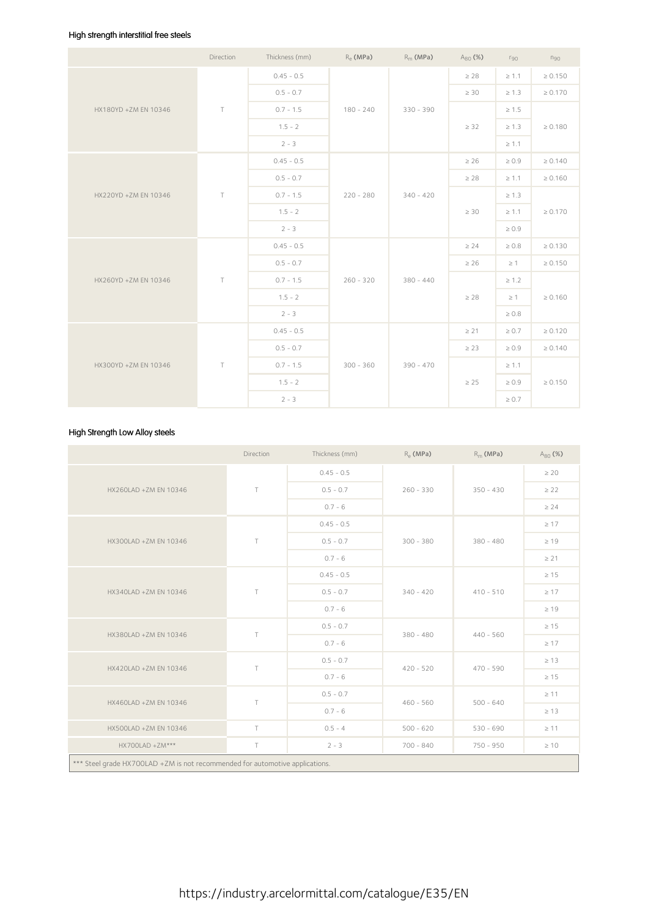#### High strength interstitial free steels

| | Direction | Thickness (mm) | $R_e$ (MPa) | $R_m$ (MPa) | $A_{80}$ (%) | $r_{90}$ | $n_{90}$ |
|---|---|---|---|---|---|---|---|
| HX180YD +ZM EN 10346 | T | 0.45 - 0.5 | 180 - 240 | 330 - 390 | ≥ 28 | ≥ 1.1 | ≥ 0.150 |
| | | 0.5 - 0.7 | | | ≥ 30 | ≥ 1.3 | ≥ 0.170 |
| | | 0.7 - 1.5 | | | ≥ 32 | ≥ 1.5 | ≥ 0.180 |
| | | 1.5 - 2 | | | | ≥ 1.3 | |
| | | 2 - 3 | | | | ≥ 1.1 | |
| HX220YD +ZM EN 10346 | T | 0.45 - 0.5 | 220 - 280 | 340 - 420 | ≥ 26 | ≥ 0.9 | ≥ 0.140 |
| | | 0.5 - 0.7 | | | ≥ 28 | ≥ 1.1 | ≥ 0.160 |
| | | 0.7 - 1.5 | | | ≥ 30 | ≥ 1.3 | ≥ 0.170 |
| | | 1.5 - 2 | | | | ≥ 1.1 | |
| | | 2 - 3 | | | | ≥ 0.9 | |
| HX260YD +ZM EN 10346 | T | 0.45 - 0.5 | 260 - 320 | 380 - 440 | ≥ 24 | ≥ 0.8 | ≥ 0.130 |
| | | 0.5 - 0.7 | | | ≥ 26 | ≥ 1 | ≥ 0.150 |
| | | 0.7 - 1.5 | | | ≥ 28 | ≥ 1.2 | ≥ 0.160 |
| | | 1.5 - 2 | | | | ≥ 1 | |
| | | 2 - 3 | | | | ≥ 0.8 | |
| HX300YD +ZM EN 10346 | T | 0.45 - 0.5 | 300 - 360 | 390 - 470 | ≥ 21 | ≥ 0.7 | ≥ 0.120 |
| | | 0.5 - 0.7 | | | ≥ 23 | ≥ 0.9 | ≥ 0.140 |
| | | 0.7 - 1.5 | | | ≥ 25 | ≥ 1.1 | ≥ 0.150 |
| | | 1.5 - 2 | | | | ≥ 0.9 | |
| | | 2 - 3 | | | | ≥ 0.7 | |

#### High Strength Low Alloy steels

| | Direction | Thickness (mm) | $R_e$ (MPa) | $R_m$ (MPa) | $A_{80}$ (%) |
|---|---|---|---|---|---|
| HX260LAD +ZM EN 10346 | T | 0.45 - 0.5 | 260 - 330 | 350 - 430 | ≥ 20 |
| | | 0.5 - 0.7 | | | ≥ 22 |
| | | 0.7 - 6 | | | ≥ 24 |
| HX300LAD +ZM EN 10346 | T | 0.45 - 0.5 | 300 - 380 | 380 - 480 | ≥ 17 |
| | | 0.5 - 0.7 | | | ≥ 19 |
| | | 0.7 - 6 | | | ≥ 21 |
| HX340LAD +ZM EN 10346 | T | 0.45 - 0.5 | 340 - 420 | 410 - 510 | ≥ 15 |
| | | 0.5 - 0.7 | | | ≥ 17 |
| | | 0.7 - 6 | | | ≥ 19 |
| HX380LAD +ZM EN 10346 | T | 0.5 - 0.7 | 380 - 480 | 440 - 560 | ≥ 15 |
| | | 0.7 - 6 | | | ≥ 17 |
| HX420LAD +ZM EN 10346 | T | 0.5 - 0.7 | 420 - 520 | 470 - 590 | ≥ 13 |
| | | 0.7 - 6 | | | ≥ 15 |
| HX460LAD +ZM EN 10346 | T | 0.5 - 0.7 | 460 - 560 | 500 - 640 | ≥ 11 |
| | | 0.7 - 6 | | | ≥ 13 |
| HX500LAD +ZM EN 10346 | T | 0.5 - 4 | 500 - 620 | 530 - 690 | ≥ 11 |
| HX700LAD +ZM*** | T | 2 - 3 | 700 - 840 | 750 - 950 | ≥ 10 |

*** Steel grade HX700LAD +ZM is not recommended for automotive applications.

https://industry.arcelormittal.com/catalogue/E35/EN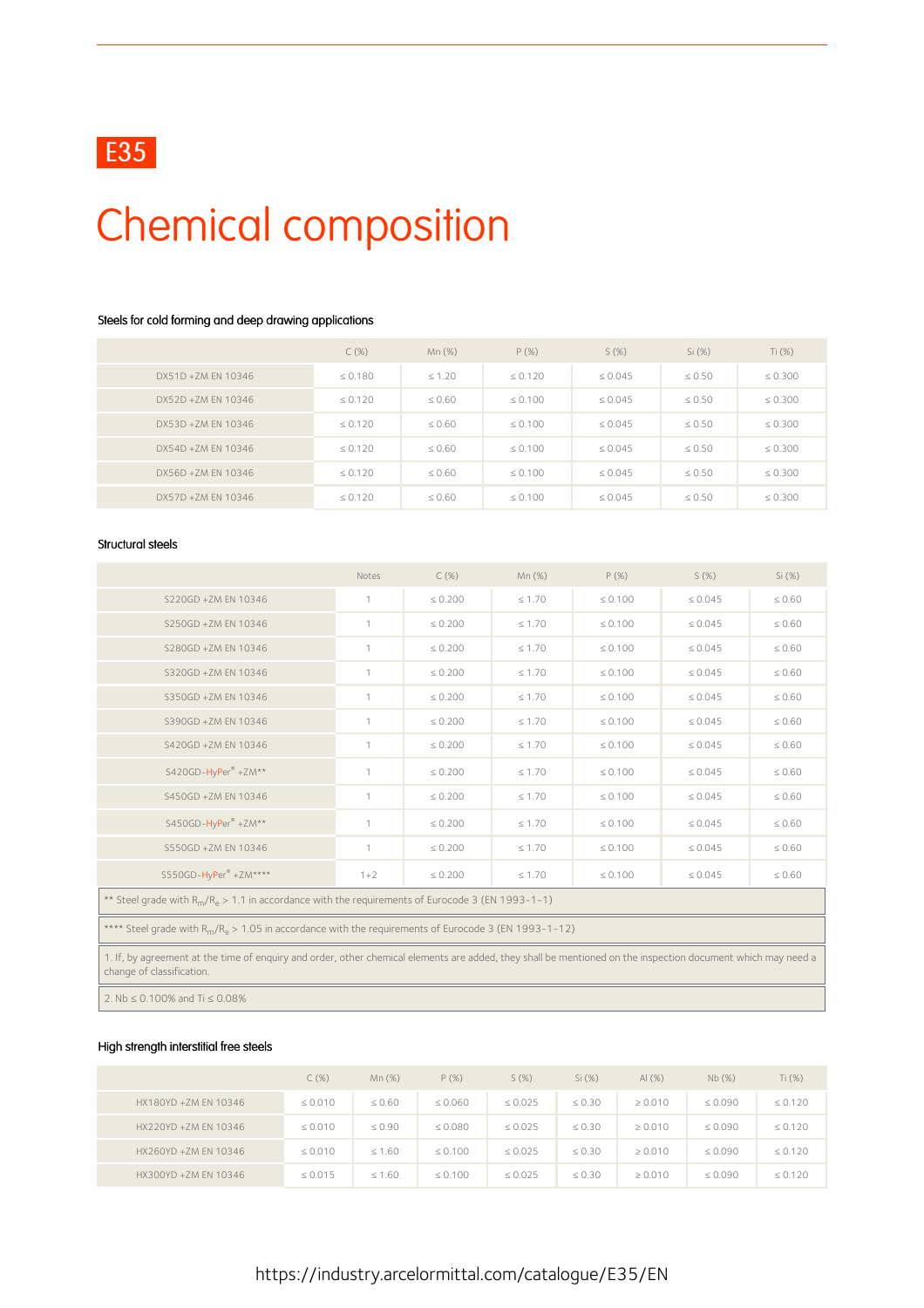E35

# Chemical composition

### Steels for cold forming and deep drawing applications

| | C (%) | Mn (%) | P (%) | S (%) | Si (%) | Ti (%) |
|---|---|---|---|---|---|---|
| DX51D +ZM EN 10346 | ≤ 0.180 | ≤ 1.20 | ≤ 0.120 | ≤ 0.045 | ≤ 0.50 | ≤ 0.300 |
| DX52D +ZM EN 10346 | ≤ 0.120 | ≤ 0.60 | ≤ 0.100 | ≤ 0.045 | ≤ 0.50 | ≤ 0.300 |
| DX53D +ZM EN 10346 | ≤ 0.120 | ≤ 0.60 | ≤ 0.100 | ≤ 0.045 | ≤ 0.50 | ≤ 0.300 |
| DX54D +ZM EN 10346 | ≤ 0.120 | ≤ 0.60 | ≤ 0.100 | ≤ 0.045 | ≤ 0.50 | ≤ 0.300 |
| DX56D +ZM EN 10346 | ≤ 0.120 | ≤ 0.60 | ≤ 0.100 | ≤ 0.045 | ≤ 0.50 | ≤ 0.300 |
| DX57D +ZM EN 10346 | ≤ 0.120 | ≤ 0.60 | ≤ 0.100 | ≤ 0.045 | ≤ 0.50 | ≤ 0.300 |

### Structural steels

| | Notes | C (%) | Mn (%) | P (%) | S (%) | Si (%) |
|---|---|---|---|---|---|---|
| S220GD +ZM EN 10346 | 1 | ≤ 0.200 | ≤ 1.70 | ≤ 0.100 | ≤ 0.045 | ≤ 0.60 |
| S250GD +ZM EN 10346 | 1 | ≤ 0.200 | ≤ 1.70 | ≤ 0.100 | ≤ 0.045 | ≤ 0.60 |
| S280GD +ZM EN 10346 | 1 | ≤ 0.200 | ≤ 1.70 | ≤ 0.100 | ≤ 0.045 | ≤ 0.60 |
| S320GD +ZM EN 10346 | 1 | ≤ 0.200 | ≤ 1.70 | ≤ 0.100 | ≤ 0.045 | ≤ 0.60 |
| S350GD +ZM EN 10346 | 1 | ≤ 0.200 | ≤ 1.70 | ≤ 0.100 | ≤ 0.045 | ≤ 0.60 |
| S390GD +ZM EN 10346 | 1 | ≤ 0.200 | ≤ 1.70 | ≤ 0.100 | ≤ 0.045 | ≤ 0.60 |
| S420GD +ZM EN 10346 | 1 | ≤ 0.200 | ≤ 1.70 | ≤ 0.100 | ≤ 0.045 | ≤ 0.60 |
| S420GD-HyPer® +ZM** | 1 | ≤ 0.200 | ≤ 1.70 | ≤ 0.100 | ≤ 0.045 | ≤ 0.60 |
| S450GD +ZM EN 10346 | 1 | ≤ 0.200 | ≤ 1.70 | ≤ 0.100 | ≤ 0.045 | ≤ 0.60 |
| S450GD-HyPer® +ZM** | 1 | ≤ 0.200 | ≤ 1.70 | ≤ 0.100 | ≤ 0.045 | ≤ 0.60 |
| S550GD +ZM EN 10346 | 1 | ≤ 0.200 | ≤ 1.70 | ≤ 0.100 | ≤ 0.045 | ≤ 0.60 |
| S550GD-HyPer® +ZM**** | 1+2 | ≤ 0.200 | ≤ 1.70 | ≤ 0.100 | ≤ 0.045 | ≤ 0.60 |

** Steel grade with $R_m/R_e$ > 1.1 in accordance with the requirements of Eurocode 3 (EN 1993-1-1)

**** Steel grade with $R_m/R_e$ > 1.05 in accordance with the requirements of Eurocode 3 (EN 1993-1-12)

1. If, by agreement at the time of enquiry and order, other chemical elements are added, they shall be mentioned on the inspection document which may need a change of classification.

2. Nb ≤ 0.100% and Ti ≤ 0.08%

### High strength interstitial free steels

| | C (%) | Mn (%) | P (%) | S (%) | Si (%) | Al (%) | Nb (%) | Ti (%) |
|---|---|---|---|---|---|---|---|---|
| HX180YD +ZM EN 10346 | ≤ 0.010 | ≤ 0.60 | ≤ 0.060 | ≤ 0.025 | ≤ 0.30 | ≥ 0.010 | ≤ 0.090 | ≤ 0.120 |
| HX220YD +ZM EN 10346 | ≤ 0.010 | ≤ 0.90 | ≤ 0.080 | ≤ 0.025 | ≤ 0.30 | ≥ 0.010 | ≤ 0.090 | ≤ 0.120 |
| HX260YD +ZM EN 10346 | ≤ 0.010 | ≤ 1.60 | ≤ 0.100 | ≤ 0.025 | ≤ 0.30 | ≥ 0.010 | ≤ 0.090 | ≤ 0.120 |
| HX300YD +ZM EN 10346 | ≤ 0.015 | ≤ 1.60 | ≤ 0.100 | ≤ 0.025 | ≤ 0.30 | ≥ 0.010 | ≤ 0.090 | ≤ 0.120 |

https://industry.arcelormittal.com/catalogue/E35/EN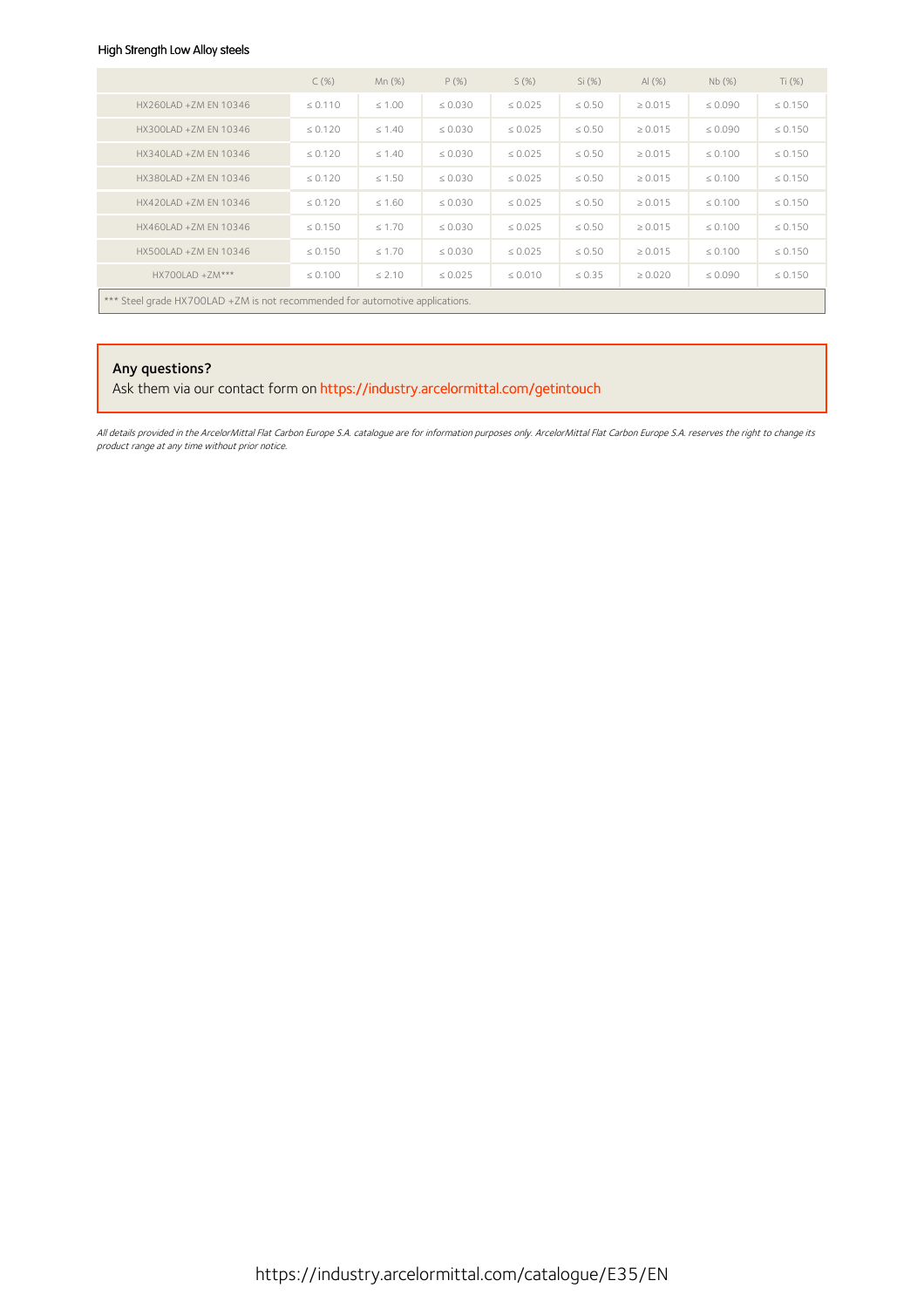High Strength Low Alloy steels

| | C (%) | Mn (%) | P (%) | S (%) | Si (%) | Al (%) | Nb (%) | Ti (%) |
|---|---|---|---|---|---|---|---|---|
| HX260LAD +ZM EN 10346 | ≤ 0.110 | ≤ 1.00 | ≤ 0.030 | ≤ 0.025 | ≤ 0.50 | ≥ 0.015 | ≤ 0.090 | ≤ 0.150 |
| HX300LAD +ZM EN 10346 | ≤ 0.120 | ≤ 1.40 | ≤ 0.030 | ≤ 0.025 | ≤ 0.50 | ≥ 0.015 | ≤ 0.090 | ≤ 0.150 |
| HX340LAD +ZM EN 10346 | ≤ 0.120 | ≤ 1.40 | ≤ 0.030 | ≤ 0.025 | ≤ 0.50 | ≥ 0.015 | ≤ 0.100 | ≤ 0.150 |
| HX380LAD +ZM EN 10346 | ≤ 0.120 | ≤ 1.50 | ≤ 0.030 | ≤ 0.025 | ≤ 0.50 | ≥ 0.015 | ≤ 0.100 | ≤ 0.150 |
| HX420LAD +ZM EN 10346 | ≤ 0.120 | ≤ 1.60 | ≤ 0.030 | ≤ 0.025 | ≤ 0.50 | ≥ 0.015 | ≤ 0.100 | ≤ 0.150 |
| HX460LAD +ZM EN 10346 | ≤ 0.150 | ≤ 1.70 | ≤ 0.030 | ≤ 0.025 | ≤ 0.50 | ≥ 0.015 | ≤ 0.100 | ≤ 0.150 |
| HX500LAD +ZM EN 10346 | ≤ 0.150 | ≤ 1.70 | ≤ 0.030 | ≤ 0.025 | ≤ 0.50 | ≥ 0.015 | ≤ 0.100 | ≤ 0.150 |
| HX700LAD +ZM*** | ≤ 0.100 | ≤ 2.10 | ≤ 0.025 | ≤ 0.010 | ≤ 0.35 | ≥ 0.020 | ≤ 0.090 | ≤ 0.150 |

*** Steel grade HX700LAD +ZM is not recommended for automotive applications.

**Any questions?**
Ask them via our contact form on https://industry.arcelormittal.com/getintouch

*All details provided in the ArcelorMittal Flat Carbon Europe S.A. catalogue are for information purposes only. ArcelorMittal Flat Carbon Europe S.A. reserves the right to change its product range at any time without prior notice.*

https://industry.arcelormittal.com/catalogue/E35/EN